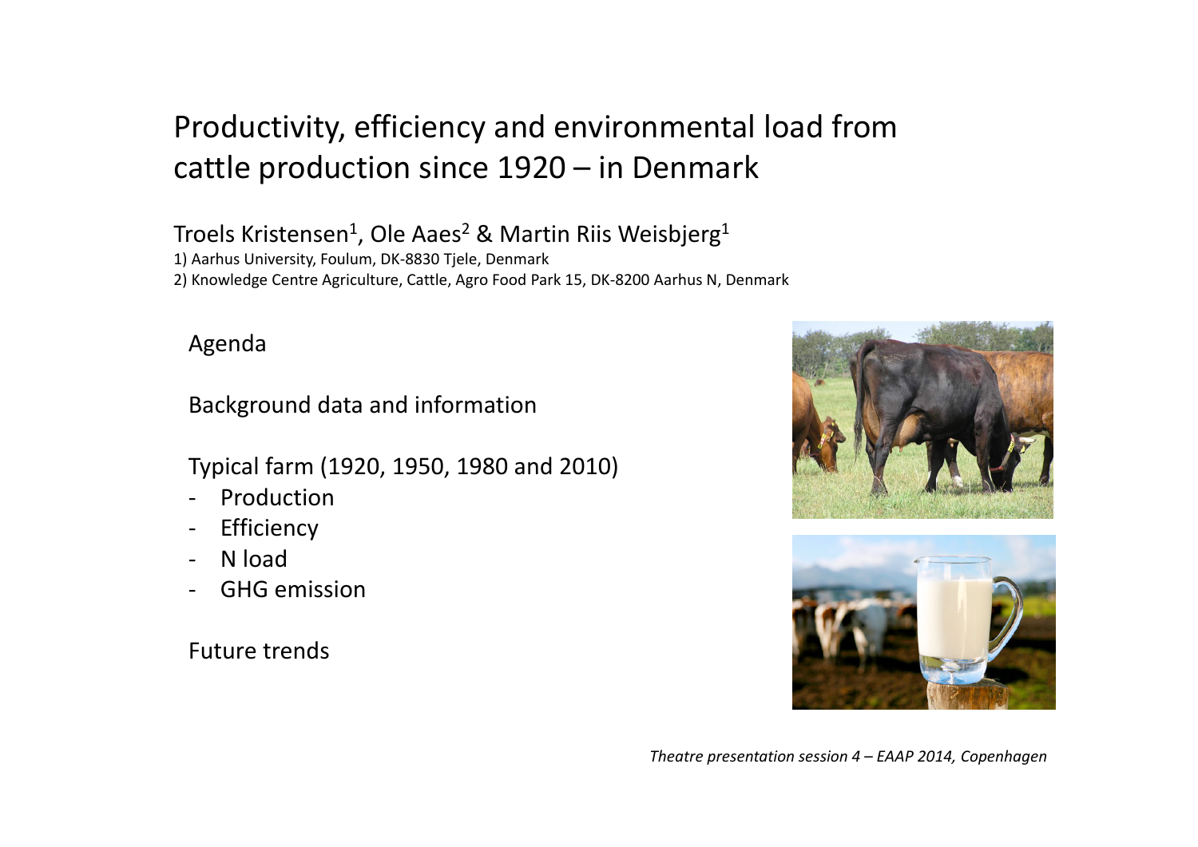# Productivity, efficiency and environmental load from cattle production since 1920 – in Denmark

Troels Kristensen[1], Ole Aaes[2] & Martin Riis Weisbjerg[1]

1) Aarhus University, Foulum, DK-8830 Tjele, Denmark
2) Knowledge Centre Agriculture, Cattle, Agro Food Park 15, DK-8200 Aarhus N, Denmark

Agenda

Background data and information

Typical farm (1920, 1950, 1980 and 2010)
- Production
- Efficiency
- N load
- GHG emission

Future trends

*Theatre presentation session 4 – EAAP 2014, Copenhagen*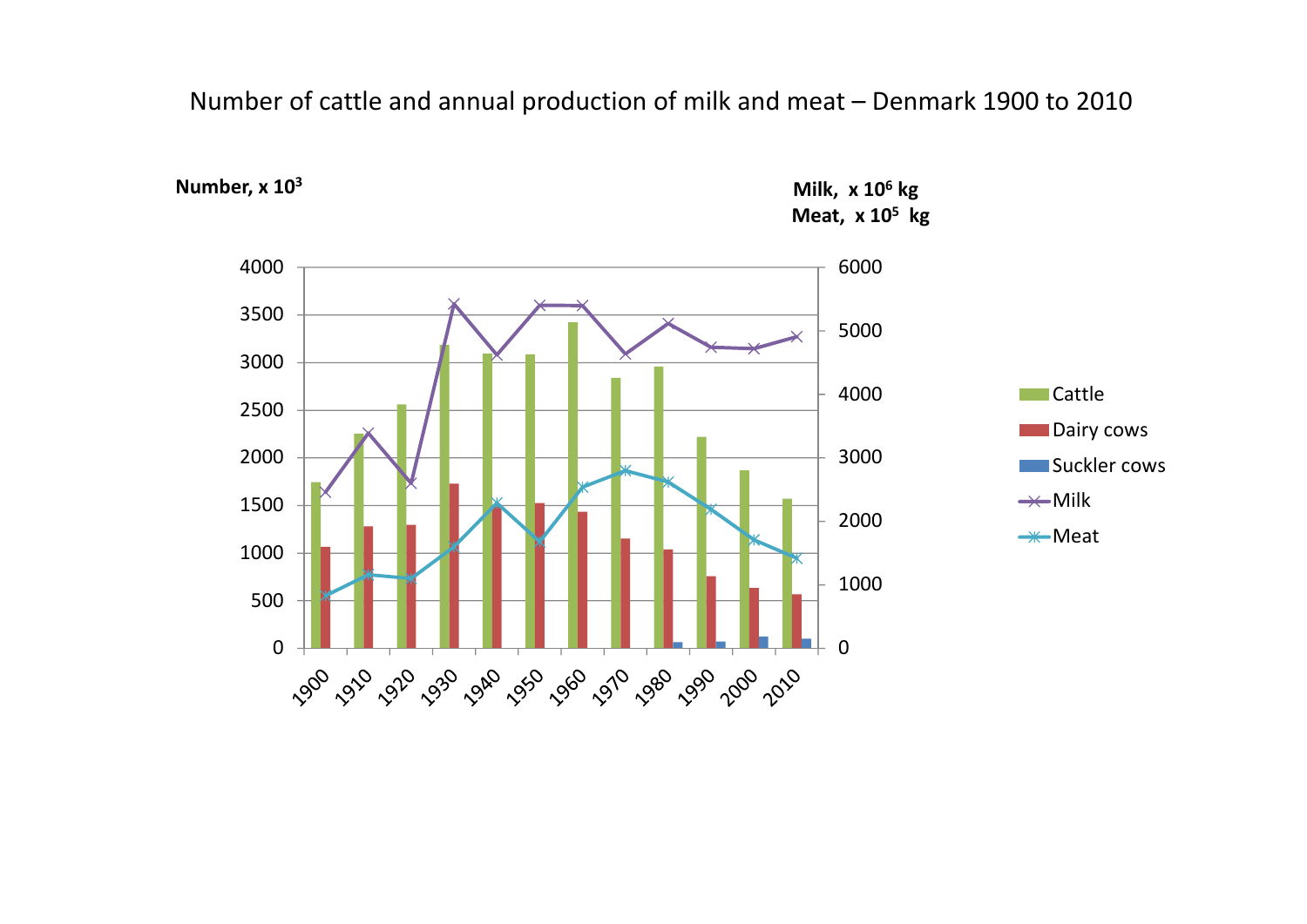# Number of cattle and annual production of milk and meat – Denmark 1900 to 2010

**Number, x $10^3$**

**Milk, x $10^6$ kg**
**Meat, x $10^5$ kg**

Legend: Cattle, Dairy cows, Suckler cows, Milk, Meat

Years: 1900, 1910, 1920, 1930, 1940, 1950, 1960, 1970, 1980, 1990, 2000, 2010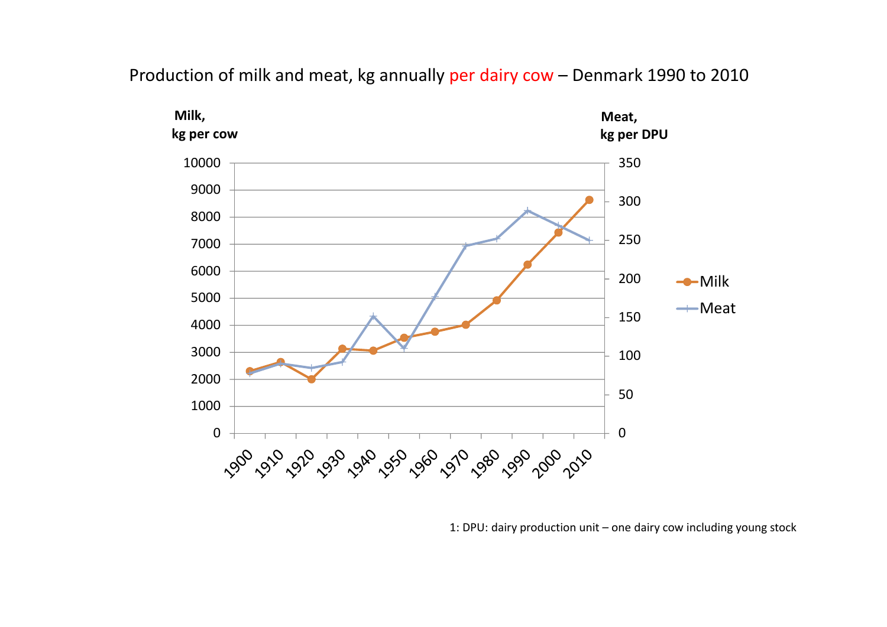Production of milk and meat, kg annually per dairy cow – Denmark 1990 to 2010

Milk, kg per cow

Meat, kg per DPU

1: DPU: dairy production unit – one dairy cow including young stock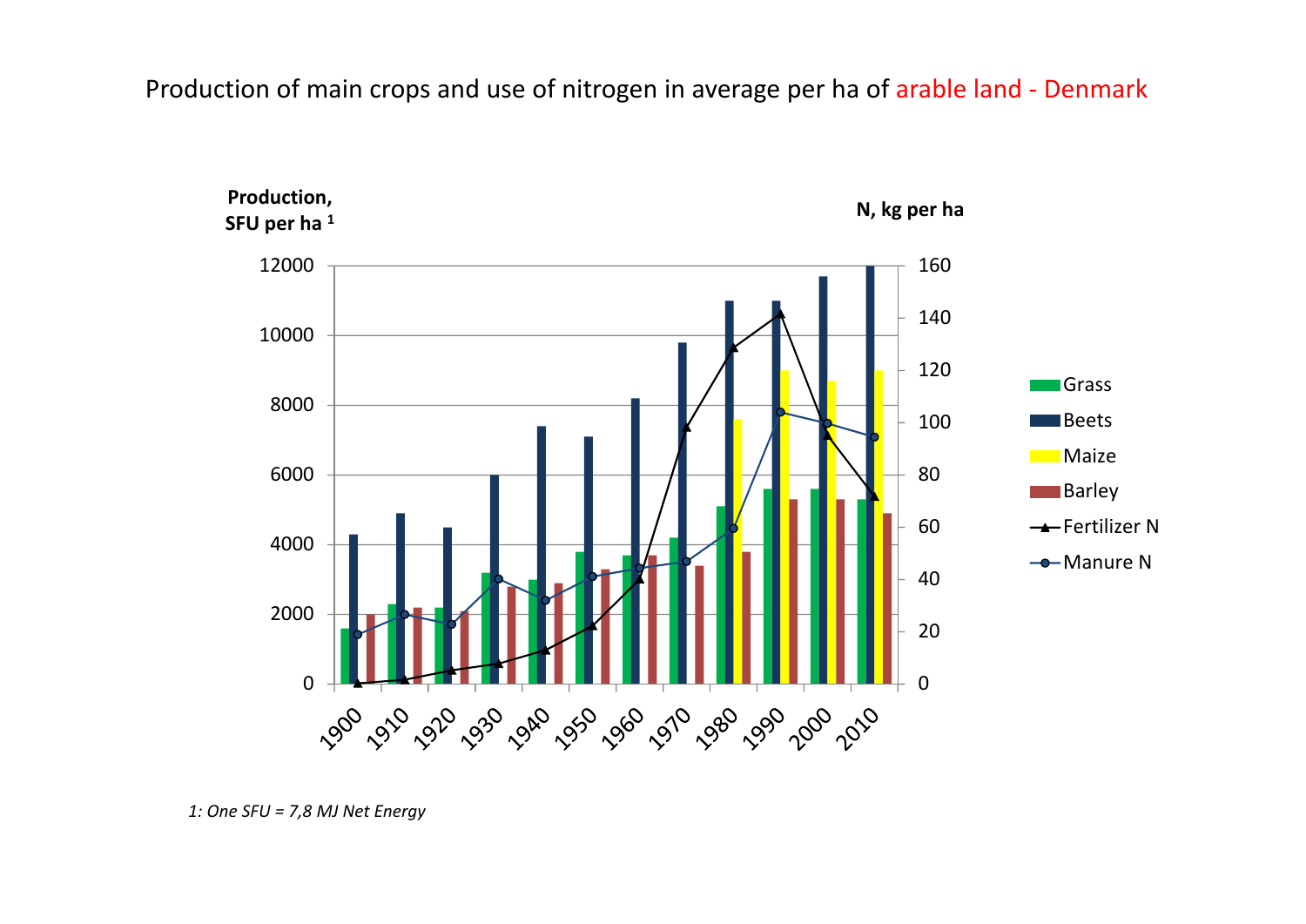Production of main crops and use of nitrogen in average per ha of arable land - Denmark

Production, SFU per ha [1]

N, kg per ha

Grass
Beets
Maize
Barley
Fertilizer N
Manure N

*1: One SFU = 7,8 MJ Net Energy*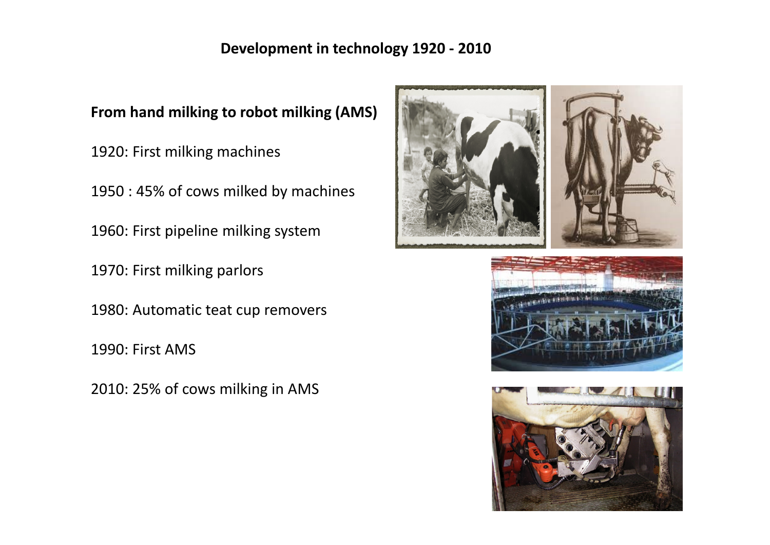## Development in technology 1920 - 2010

**From hand milking to robot milking (AMS)**

1920: First milking machines

1950 : 45% of cows milked by machines

1960: First pipeline milking system

1970: First milking parlors

1980: Automatic teat cup removers

1990: First AMS

2010: 25% of cows milking in AMS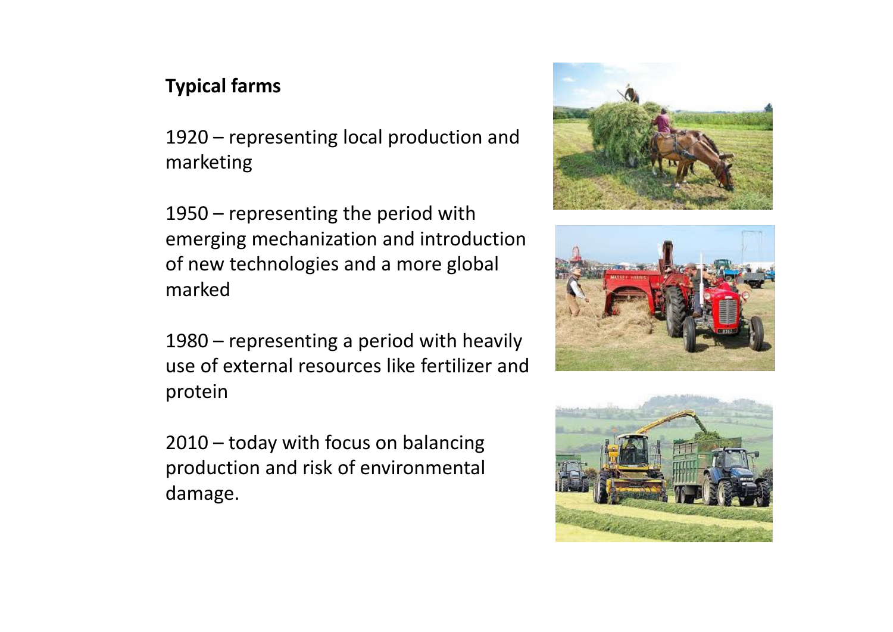**Typical farms**

1920 – representing local production and marketing

1950 – representing the period with emerging mechanization and introduction of new technologies and a more global marked

1980 – representing a period with heavily use of external resources like fertilizer and protein

2010 – today with focus on balancing production and risk of environmental damage.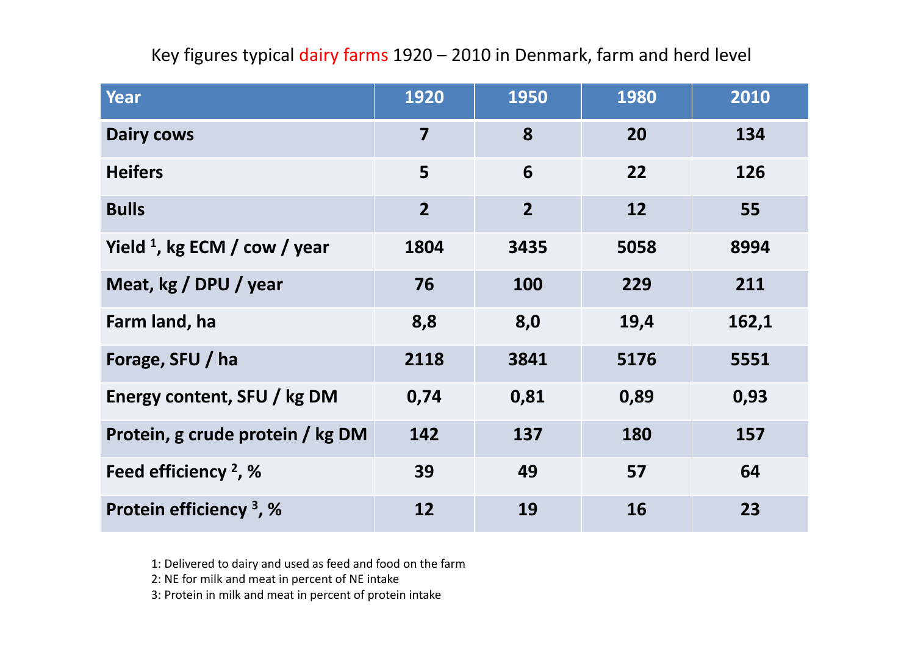Key figures typical dairy farms 1920 – 2010 in Denmark, farm and herd level

| Year | 1920 | 1950 | 1980 | 2010 |
|---|---|---|---|---|
| **Dairy cows** | **7** | **8** | **20** | **134** |
| **Heifers** | **5** | **6** | **22** | **126** |
| **Bulls** | **2** | **2** | **12** | **55** |
| **Yield [1], kg ECM / cow / year** | **1804** | **3435** | **5058** | **8994** |
| **Meat, kg / DPU / year** | **76** | **100** | **229** | **211** |
| **Farm land, ha** | **8,8** | **8,0** | **19,4** | **162,1** |
| **Forage, SFU / ha** | **2118** | **3841** | **5176** | **5551** |
| **Energy content, SFU / kg DM** | **0,74** | **0,81** | **0,89** | **0,93** |
| **Protein, g crude protein / kg DM** | **142** | **137** | **180** | **157** |
| **Feed efficiency [2], %** | **39** | **49** | **57** | **64** |
| **Protein efficiency [3], %** | **12** | **19** | **16** | **23** |

1: Delivered to dairy and used as feed and food on the farm
2: NE for milk and meat in percent of NE intake
3: Protein in milk and meat in percent of protein intake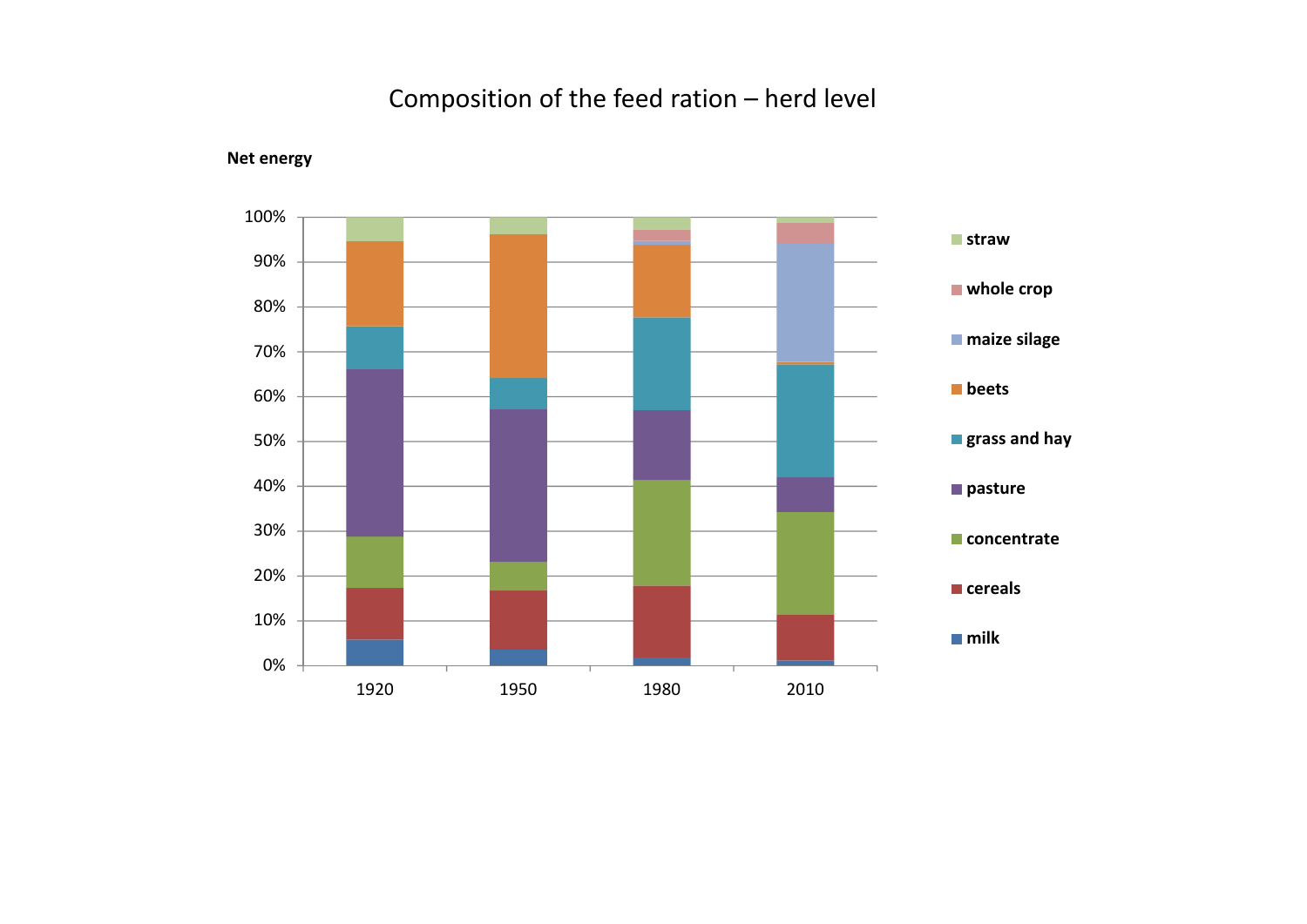# Composition of the feed ration – herd level

**Net energy**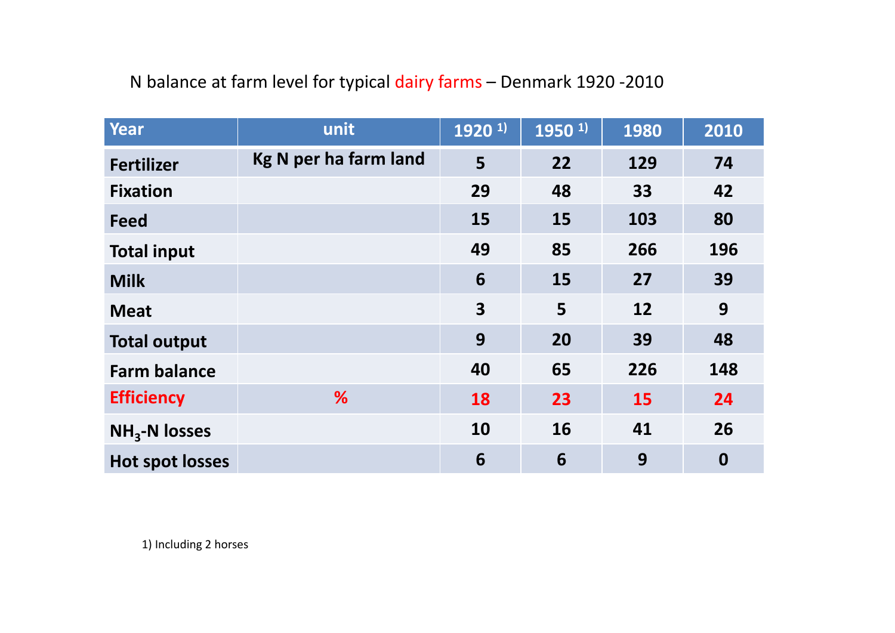N balance at farm level for typical dairy farms – Denmark 1920 -2010

| Year | unit | 1920 [1)] | 1950 [1)] | 1980 | 2010 |
|---|---|---|---|---|---|
| Fertilizer | Kg N per ha farm land | 5 | 22 | 129 | 74 |
| Fixation | | 29 | 48 | 33 | 42 |
| Feed | | 15 | 15 | 103 | 80 |
| Total input | | 49 | 85 | 266 | 196 |
| Milk | | 6 | 15 | 27 | 39 |
| Meat | | 3 | 5 | 12 | 9 |
| Total output | | 9 | 20 | 39 | 48 |
| Farm balance | | 40 | 65 | 226 | 148 |
| Efficiency | % | 18 | 23 | 15 | 24 |
| $NH_3$-N losses | | 10 | 16 | 41 | 26 |
| Hot spot losses | | 6 | 6 | 9 | 0 |

1) Including 2 horses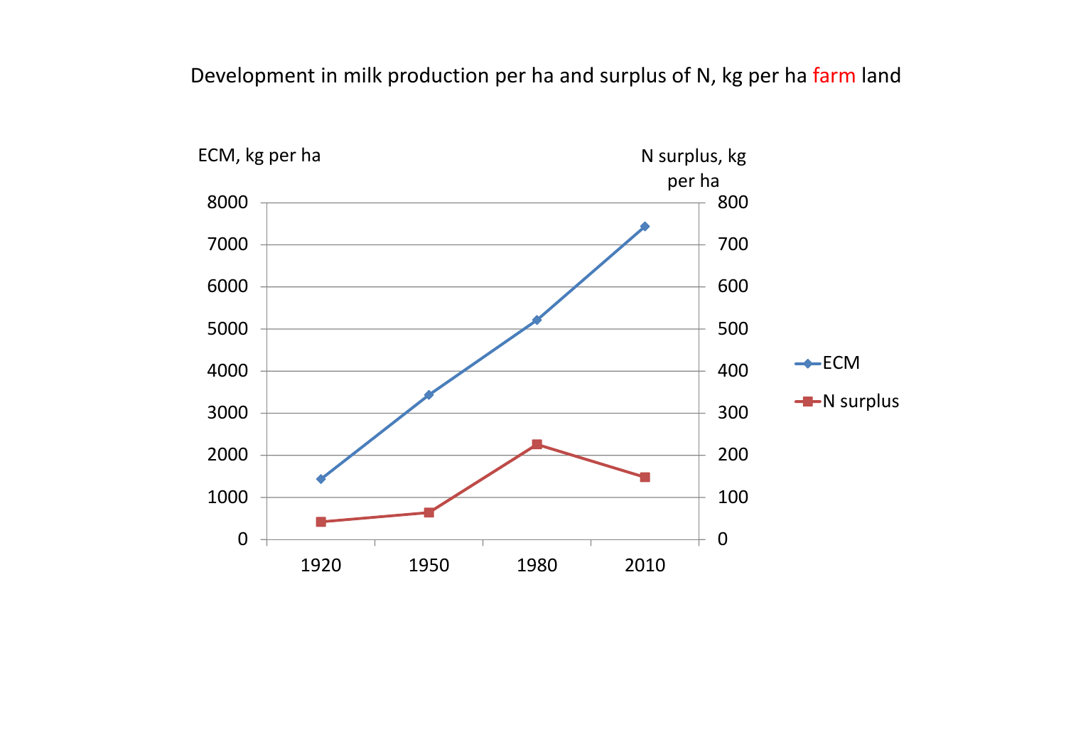# Development in milk production per ha and surplus of N, kg per ha farm land

ECM, kg per ha

N surplus, kg per ha

| Year | ECM (kg per ha) | N surplus (kg per ha) |
|---|---|---|
| 1920 | ~1430 | ~42 |
| 1950 | ~3430 | ~65 |
| 1980 | ~5200 | ~226 |
| 2010 | ~7430 | ~148 |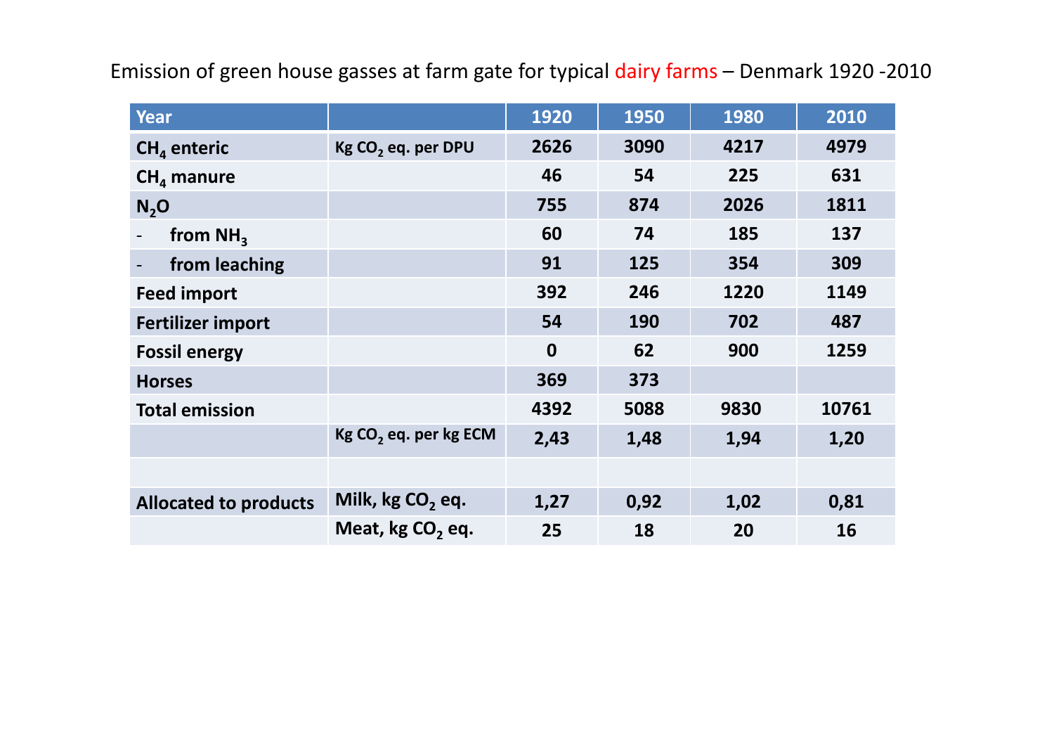Emission of green house gasses at farm gate for typical dairy farms – Denmark 1920 -2010

| Year | | 1920 | 1950 | 1980 | 2010 |
|---|---|---|---|---|---|
| $CH_4$ enteric | Kg $CO_2$ eq. per DPU | 2626 | 3090 | 4217 | 4979 |
| $CH_4$ manure | | 46 | 54 | 225 | 631 |
| $N_2O$ | | 755 | 874 | 2026 | 1811 |
| - from $NH_3$ | | 60 | 74 | 185 | 137 |
| - from leaching | | 91 | 125 | 354 | 309 |
| Feed import | | 392 | 246 | 1220 | 1149 |
| Fertilizer import | | 54 | 190 | 702 | 487 |
| Fossil energy | | 0 | 62 | 900 | 1259 |
| Horses | | 369 | 373 | | |
| Total emission | | 4392 | 5088 | 9830 | 10761 |
| | Kg $CO_2$ eq. per kg ECM | 2,43 | 1,48 | 1,94 | 1,20 |
| | | | | | |
| Allocated to products | Milk, kg $CO_2$ eq. | 1,27 | 0,92 | 1,02 | 0,81 |
| | Meat, kg $CO_2$ eq. | 25 | 18 | 20 | 16 |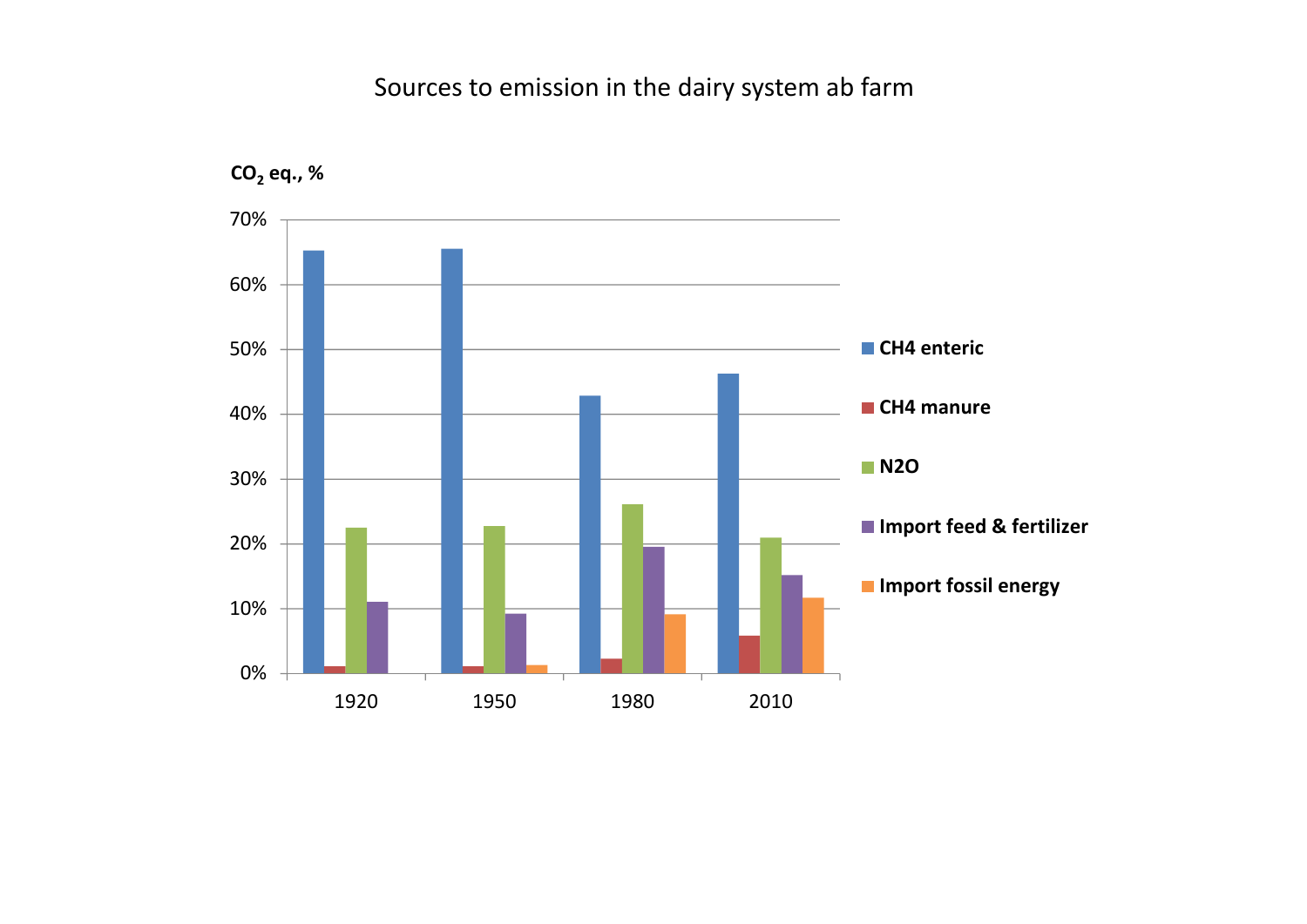Sources to emission in the dairy system ab farm

$CO_2$ eq., %

| Year | CH4 enteric | CH4 manure | N2O | Import feed & fertilizer | Import fossil energy |
|---|---|---|---|---|---|
| 1920 | 65% | 1% | 22.5% | 11% | |
| 1950 | 65.5% | 1% | 22.7% | 9.2% | 1.2% |
| 1980 | 42.8% | 2.2% | 26% | 19.5% | 9% |
| 2010 | 46.2% | 5.8% | 21% | 15.1% | 11.6% |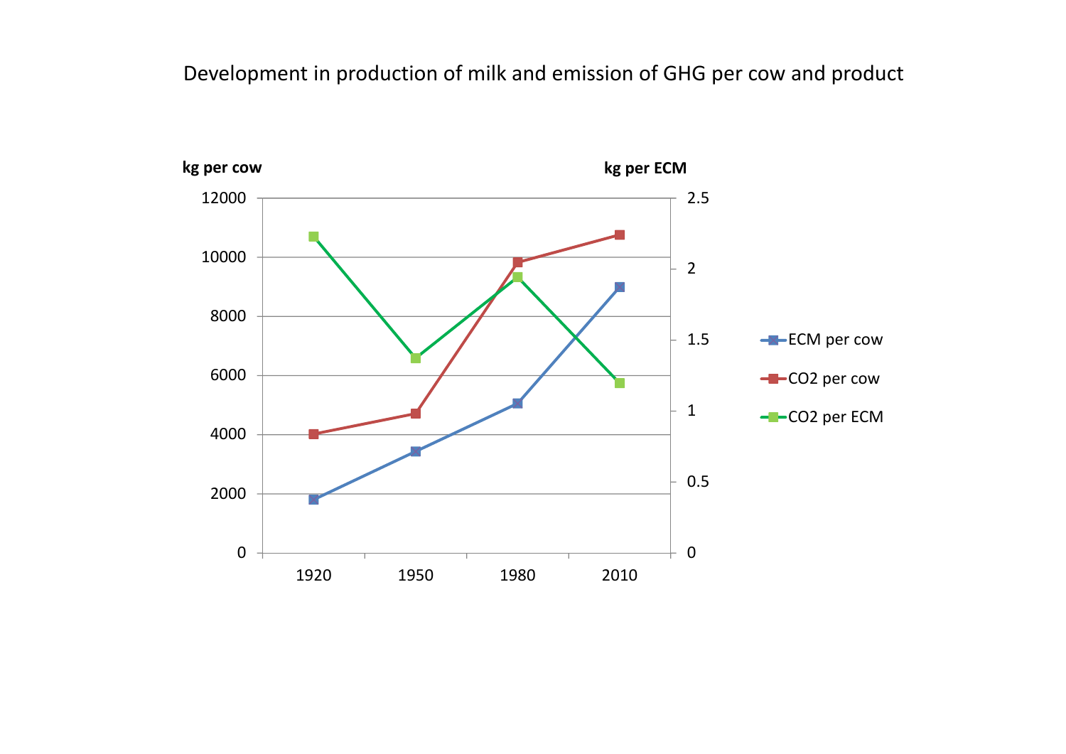Development in production of milk and emission of GHG per cow and product

**kg per cow**

**kg per ECM**

12000

10000

8000

6000

4000

2000

0

2.5

2

1.5

1

0.5

0

1920

1950

1980

2010

ECM per cow

CO2 per cow

CO2 per ECM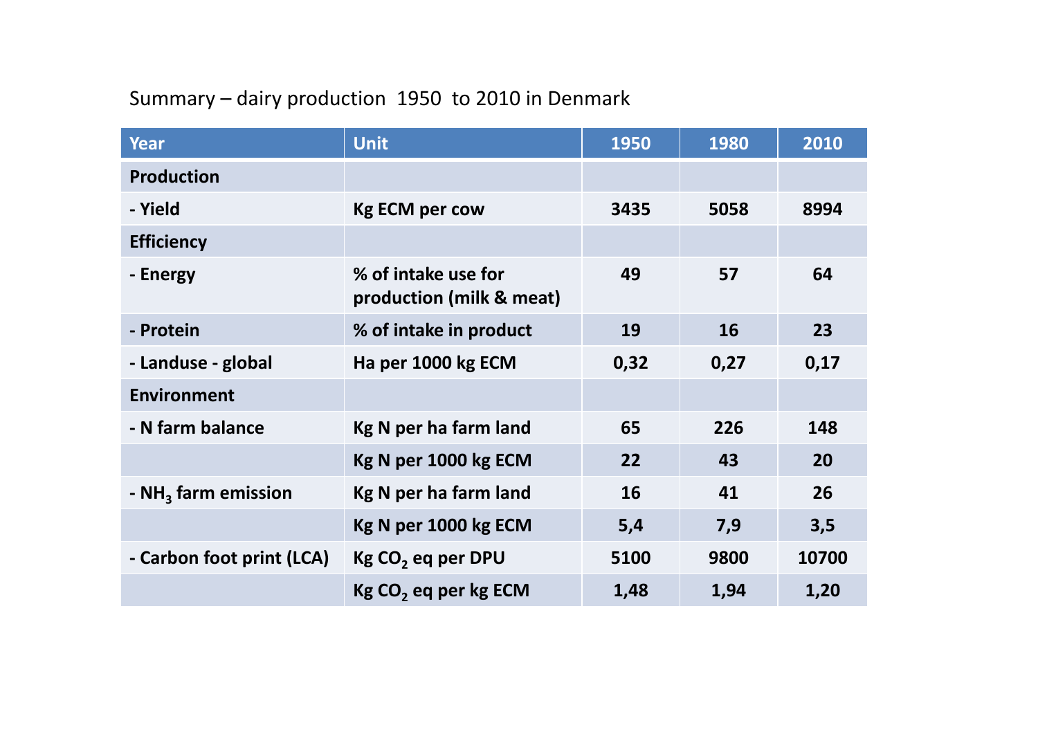Summary – dairy production 1950 to 2010 in Denmark

| Year | Unit | 1950 | 1980 | 2010 |
|---|---|---|---|---|
| **Production** | | | | |
| **- Yield** | **Kg ECM per cow** | **3435** | **5058** | **8994** |
| **Efficiency** | | | | |
| **- Energy** | **% of intake use for production (milk & meat)** | **49** | **57** | **64** |
| **- Protein** | **% of intake in product** | **19** | **16** | **23** |
| **- Landuse - global** | **Ha per 1000 kg ECM** | **0,32** | **0,27** | **0,17** |
| **Environment** | | | | |
| **- N farm balance** | **Kg N per ha farm land** | **65** | **226** | **148** |
| | **Kg N per 1000 kg ECM** | **22** | **43** | **20** |
| **- $NH_3$ farm emission** | **Kg N per ha farm land** | **16** | **41** | **26** |
| | **Kg N per 1000 kg ECM** | **5,4** | **7,9** | **3,5** |
| **- Carbon foot print (LCA)** | **Kg $CO_2$ eq per DPU** | **5100** | **9800** | **10700** |
| | **Kg $CO_2$ eq per kg ECM** | **1,48** | **1,94** | **1,20** |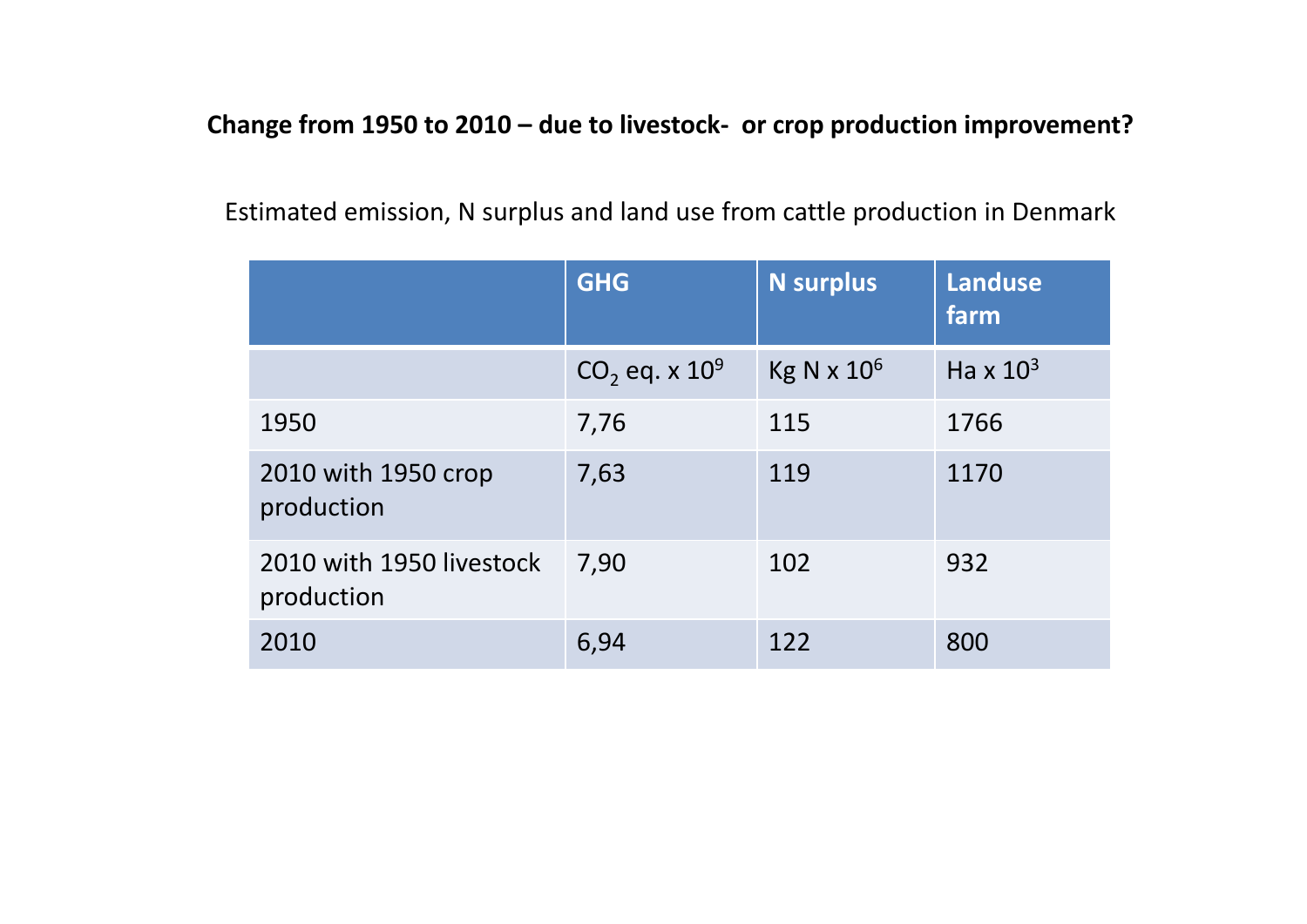**Change from 1950 to 2010 – due to livestock- or crop production improvement?**

Estimated emission, N surplus and land use from cattle production in Denmark

| | GHG | N surplus | Landuse farm |
|---|---|---|---|
| | $CO_2$ eq. x $10^9$ | Kg N x $10^6$ | Ha x $10^3$ |
| 1950 | 7,76 | 115 | 1766 |
| 2010 with 1950 crop production | 7,63 | 119 | 1170 |
| 2010 with 1950 livestock production | 7,90 | 102 | 932 |
| 2010 | 6,94 | 122 | 800 |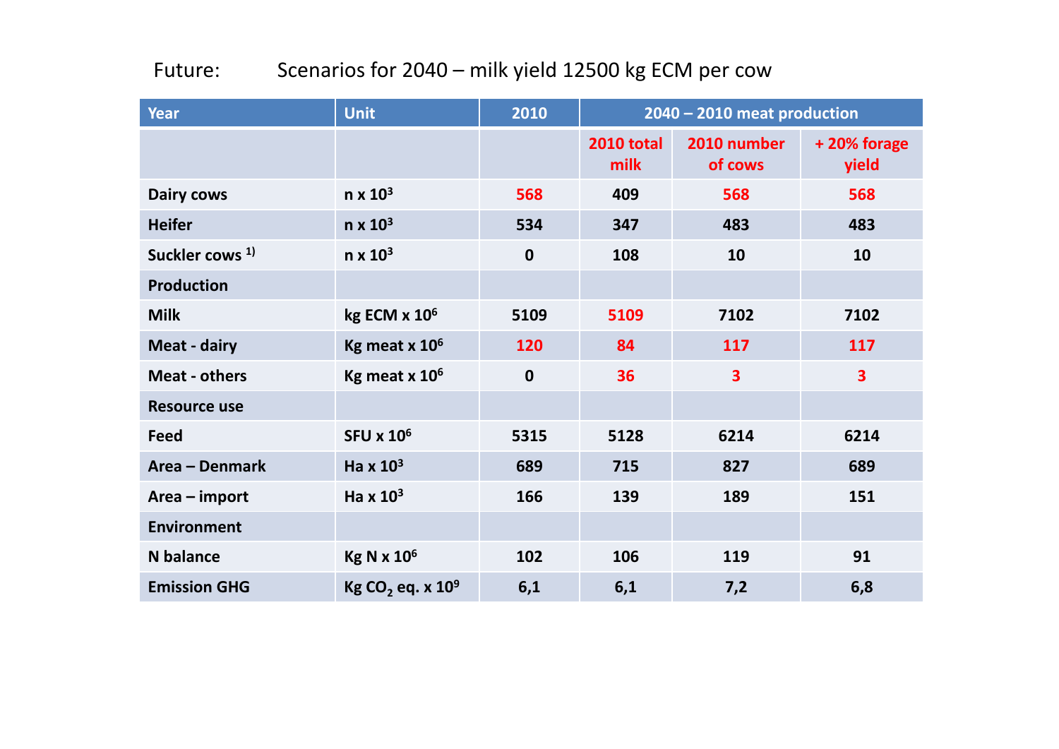# Future: Scenarios for 2040 – milk yield 12500 kg ECM per cow

| Year | Unit | 2010 | 2040 – 2010 meat production | | |
|---|---|---|---|---|---|
| | | | 2010 total milk | 2010 number of cows | + 20% forage yield |
| Dairy cows | n x $10^3$ | 568 | 409 | 568 | 568 |
| Heifer | n x $10^3$ | 534 | 347 | 483 | 483 |
| Suckler cows [1)] | n x $10^3$ | 0 | 108 | 10 | 10 |
| **Production** | | | | | |
| Milk | kg ECM x $10^6$ | 5109 | 5109 | 7102 | 7102 |
| Meat - dairy | Kg meat x $10^6$ | 120 | 84 | 117 | 117 |
| Meat - others | Kg meat x $10^6$ | 0 | 36 | 3 | 3 |
| **Resource use** | | | | | |
| Feed | SFU x $10^6$ | 5315 | 5128 | 6214 | 6214 |
| Area – Denmark | Ha x $10^3$ | 689 | 715 | 827 | 689 |
| Area – import | Ha x $10^3$ | 166 | 139 | 189 | 151 |
| **Environment** | | | | | |
| N balance | Kg N x $10^6$ | 102 | 106 | 119 | 91 |
| Emission GHG | Kg $CO_2$ eq. x $10^9$ | 6,1 | 6,1 | 7,2 | 6,8 |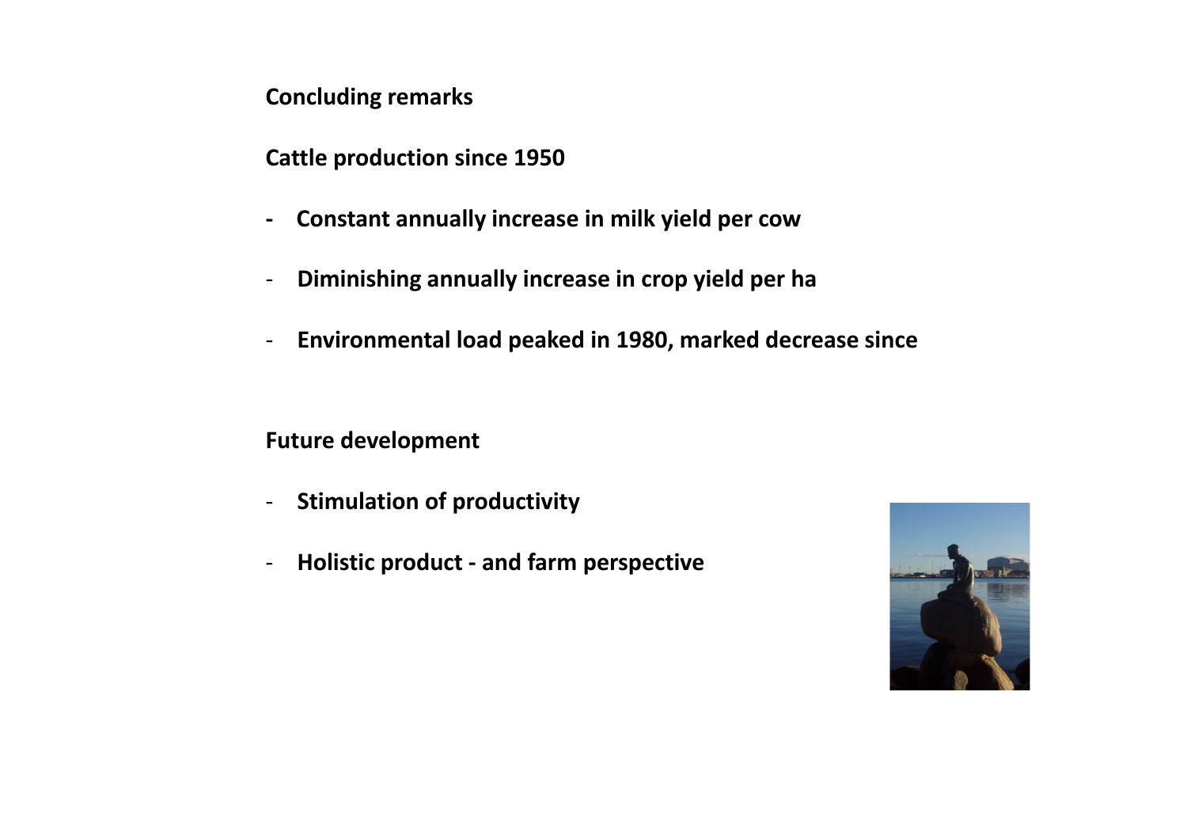**Concluding remarks**

**Cattle production since 1950**

- **Constant annually increase in milk yield per cow**
- **Diminishing annually increase in crop yield per ha**
- **Environmental load peaked in 1980, marked decrease since**

**Future development**

- **Stimulation of productivity**
- **Holistic product - and farm perspective**